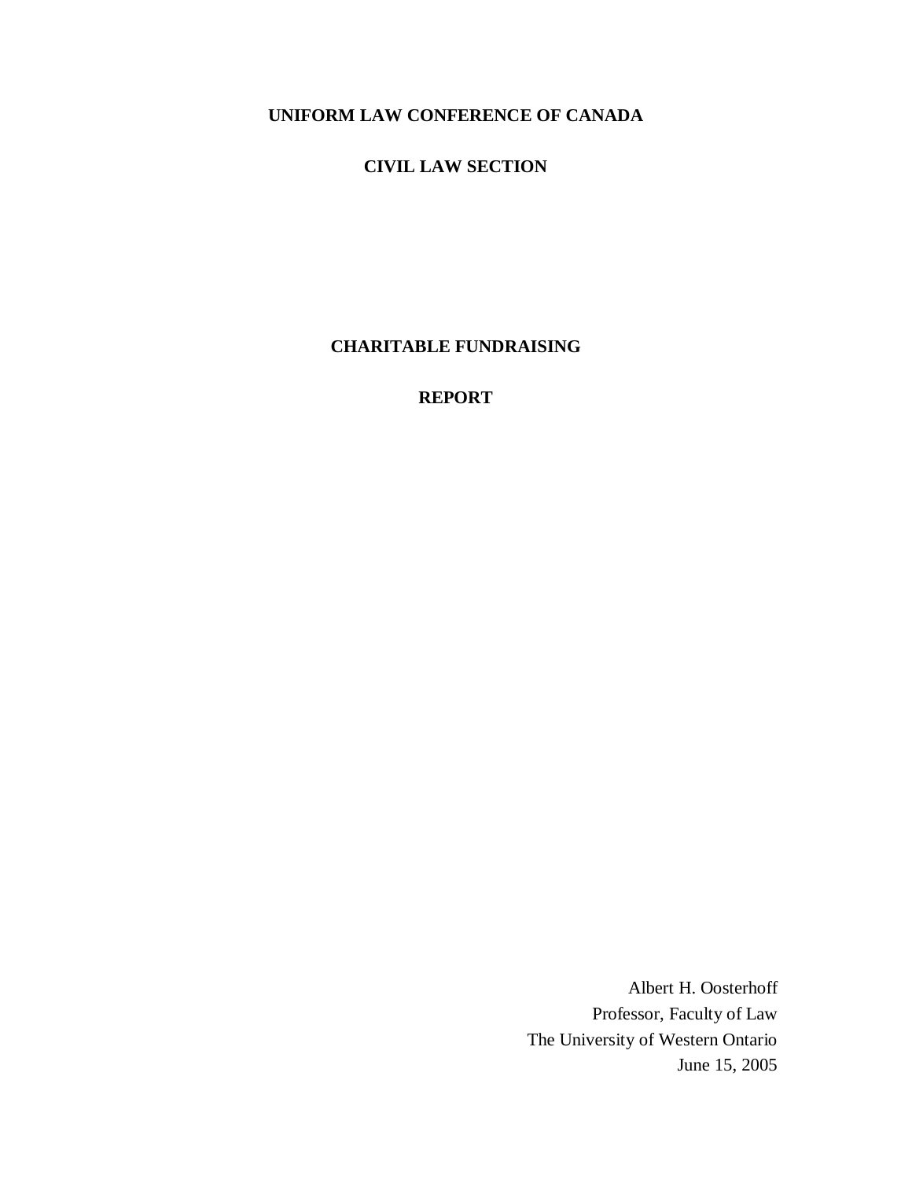# UNIFORM LAW CONFERENCE OF CANADA

## CIVIL LAW SECTION

## CHARITABLE FUNDRAISING

## REPORT

Albert H. Oosterhoff
Professor, Faculty of Law
The University of Western Ontario
June 15, 2005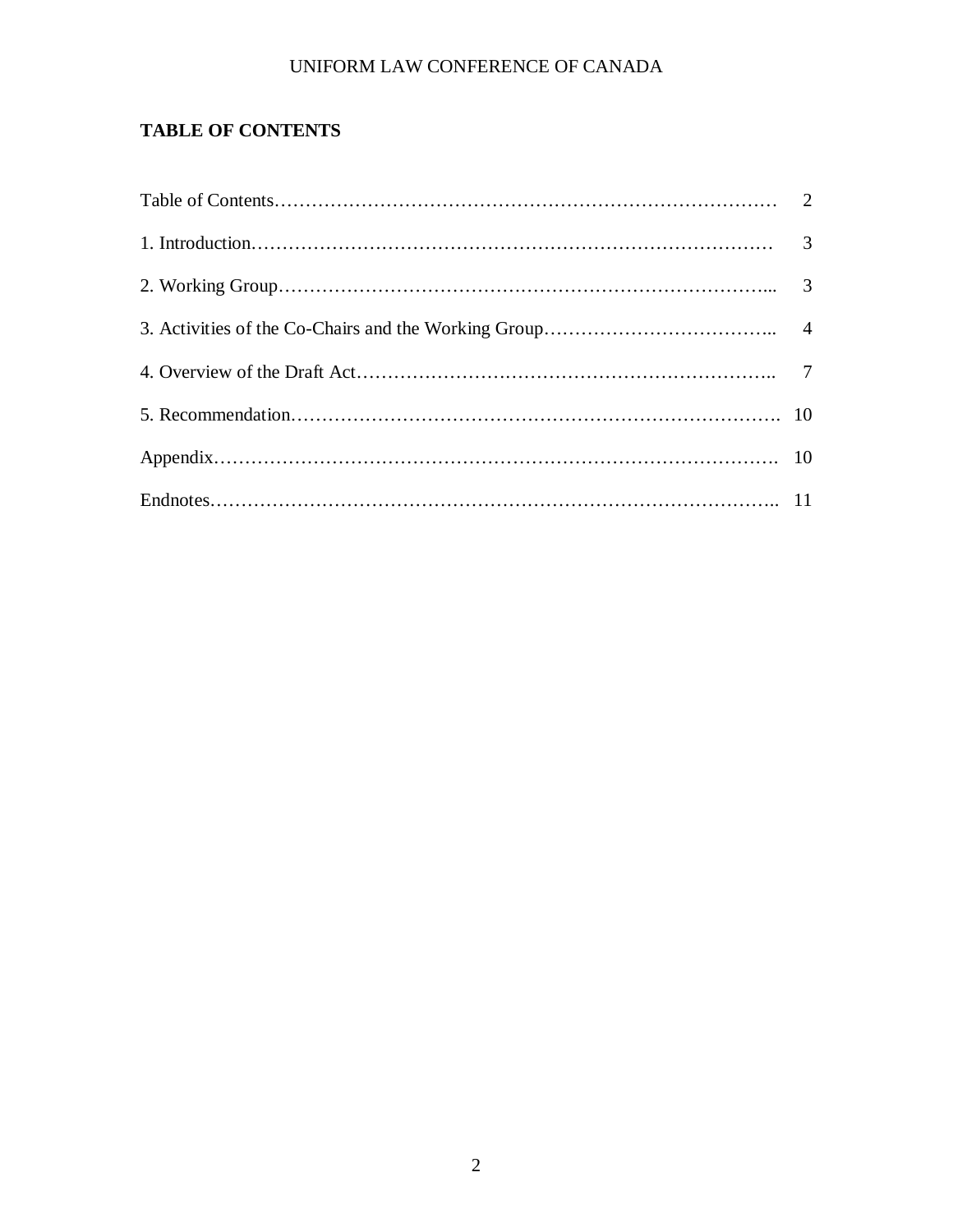## TABLE OF CONTENTS

| | |
|---|---|
| Table of Contents | 2 |
| 1. Introduction | 3 |
| 2. Working Group | 3 |
| 3. Activities of the Co-Chairs and the Working Group | 4 |
| 4. Overview of the Draft Act | 7 |
| 5. Recommendation | 10 |
| Appendix | 10 |
| Endnotes | 11 |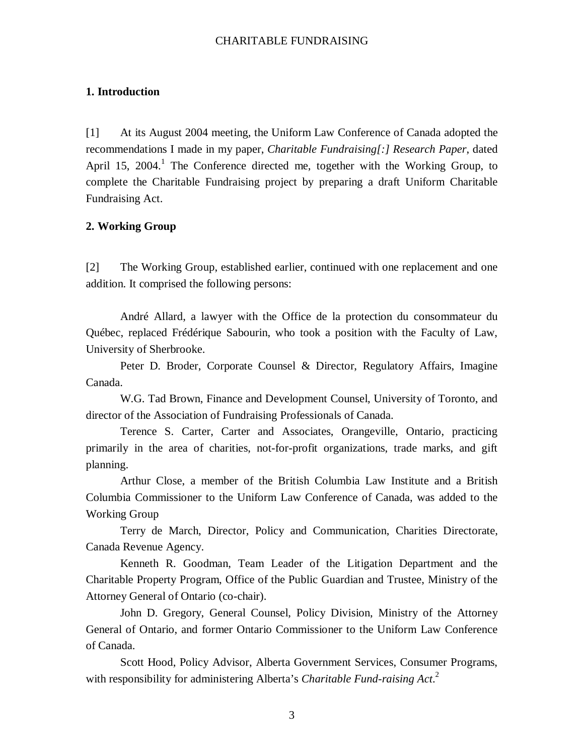## 1. Introduction

[1] At its August 2004 meeting, the Uniform Law Conference of Canada adopted the recommendations I made in my paper, *Charitable Fundraising[:] Research Paper*, dated April 15, 2004.[1] The Conference directed me, together with the Working Group, to complete the Charitable Fundraising project by preparing a draft Uniform Charitable Fundraising Act.

## 2. Working Group

[2] The Working Group, established earlier, continued with one replacement and one addition. It comprised the following persons:

André Allard, a lawyer with the Office de la protection du consommateur du Québec, replaced Frédérique Sabourin, who took a position with the Faculty of Law, University of Sherbrooke.

Peter D. Broder, Corporate Counsel & Director, Regulatory Affairs, Imagine Canada.

W.G. Tad Brown, Finance and Development Counsel, University of Toronto, and director of the Association of Fundraising Professionals of Canada.

Terence S. Carter, Carter and Associates, Orangeville, Ontario, practicing primarily in the area of charities, not-for-profit organizations, trade marks, and gift planning.

Arthur Close, a member of the British Columbia Law Institute and a British Columbia Commissioner to the Uniform Law Conference of Canada, was added to the Working Group

Terry de March, Director, Policy and Communication, Charities Directorate, Canada Revenue Agency.

Kenneth R. Goodman, Team Leader of the Litigation Department and the Charitable Property Program, Office of the Public Guardian and Trustee, Ministry of the Attorney General of Ontario (co-chair).

John D. Gregory, General Counsel, Policy Division, Ministry of the Attorney General of Ontario, and former Ontario Commissioner to the Uniform Law Conference of Canada.

Scott Hood, Policy Advisor, Alberta Government Services, Consumer Programs, with responsibility for administering Alberta's *Charitable Fund-raising Act*.[2]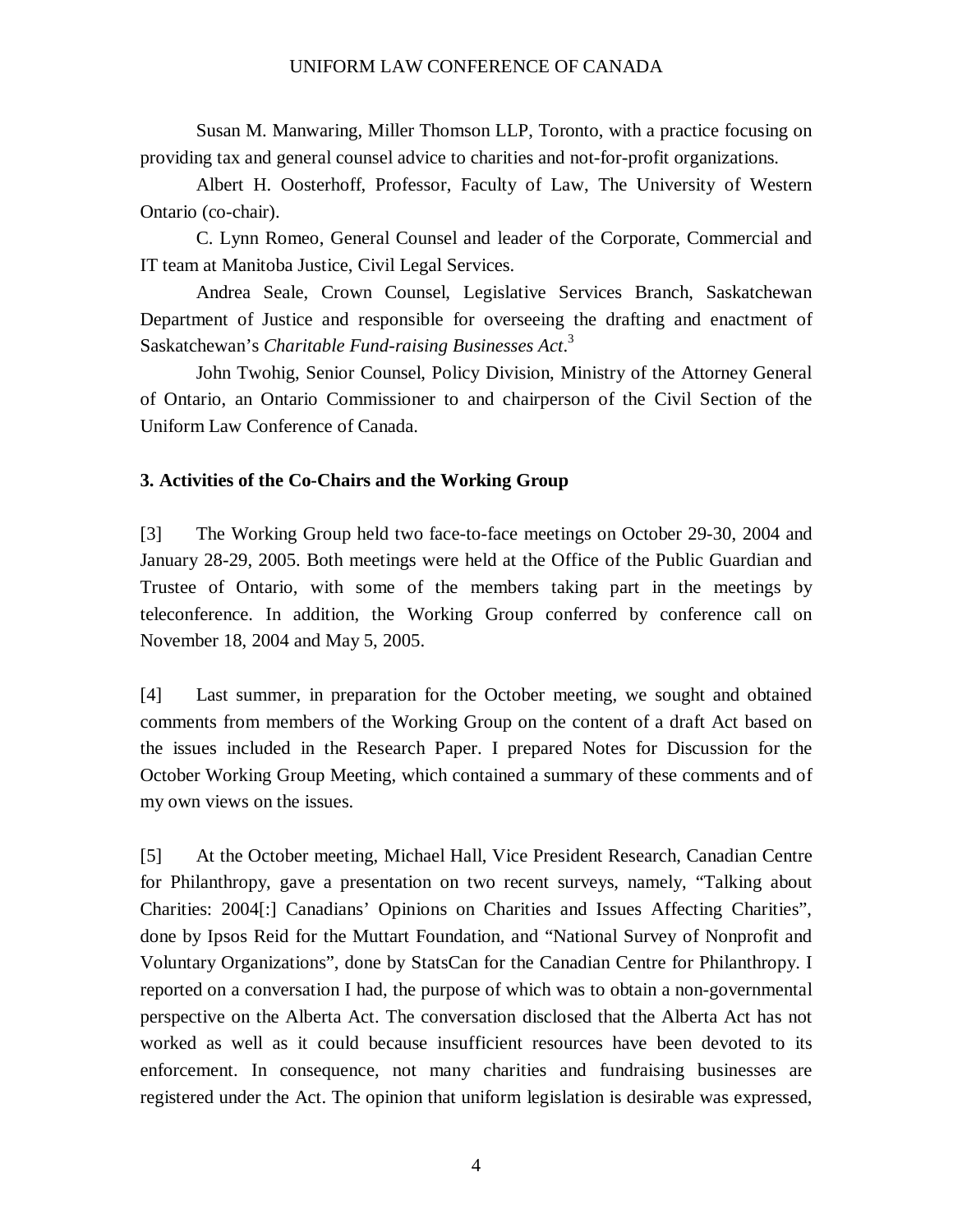Susan M. Manwaring, Miller Thomson LLP, Toronto, with a practice focusing on providing tax and general counsel advice to charities and not-for-profit organizations.

Albert H. Oosterhoff, Professor, Faculty of Law, The University of Western Ontario (co-chair).

C. Lynn Romeo, General Counsel and leader of the Corporate, Commercial and IT team at Manitoba Justice, Civil Legal Services.

Andrea Seale, Crown Counsel, Legislative Services Branch, Saskatchewan Department of Justice and responsible for overseeing the drafting and enactment of Saskatchewan's *Charitable Fund-raising Businesses Act*.[3]

John Twohig, Senior Counsel, Policy Division, Ministry of the Attorney General of Ontario, an Ontario Commissioner to and chairperson of the Civil Section of the Uniform Law Conference of Canada.

**3. Activities of the Co-Chairs and the Working Group**

[3] The Working Group held two face-to-face meetings on October 29-30, 2004 and January 28-29, 2005. Both meetings were held at the Office of the Public Guardian and Trustee of Ontario, with some of the members taking part in the meetings by teleconference. In addition, the Working Group conferred by conference call on November 18, 2004 and May 5, 2005.

[4] Last summer, in preparation for the October meeting, we sought and obtained comments from members of the Working Group on the content of a draft Act based on the issues included in the Research Paper. I prepared Notes for Discussion for the October Working Group Meeting, which contained a summary of these comments and of my own views on the issues.

[5] At the October meeting, Michael Hall, Vice President Research, Canadian Centre for Philanthropy, gave a presentation on two recent surveys, namely, "Talking about Charities: 2004[:] Canadians' Opinions on Charities and Issues Affecting Charities", done by Ipsos Reid for the Muttart Foundation, and "National Survey of Nonprofit and Voluntary Organizations", done by StatsCan for the Canadian Centre for Philanthropy. I reported on a conversation I had, the purpose of which was to obtain a non-governmental perspective on the Alberta Act. The conversation disclosed that the Alberta Act has not worked as well as it could because insufficient resources have been devoted to its enforcement. In consequence, not many charities and fundraising businesses are registered under the Act. The opinion that uniform legislation is desirable was expressed,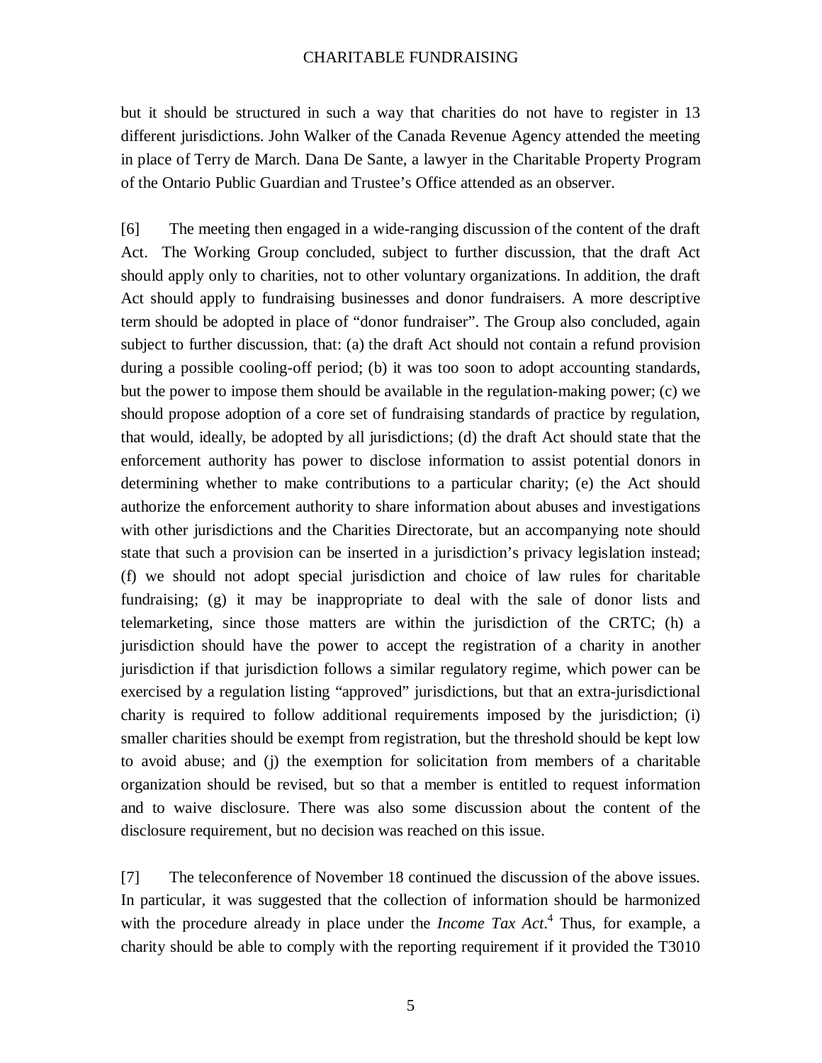but it should be structured in such a way that charities do not have to register in 13 different jurisdictions. John Walker of the Canada Revenue Agency attended the meeting in place of Terry de March. Dana De Sante, a lawyer in the Charitable Property Program of the Ontario Public Guardian and Trustee's Office attended as an observer.

[6] The meeting then engaged in a wide-ranging discussion of the content of the draft Act. The Working Group concluded, subject to further discussion, that the draft Act should apply only to charities, not to other voluntary organizations. In addition, the draft Act should apply to fundraising businesses and donor fundraisers. A more descriptive term should be adopted in place of "donor fundraiser". The Group also concluded, again subject to further discussion, that: (a) the draft Act should not contain a refund provision during a possible cooling-off period; (b) it was too soon to adopt accounting standards, but the power to impose them should be available in the regulation-making power; (c) we should propose adoption of a core set of fundraising standards of practice by regulation, that would, ideally, be adopted by all jurisdictions; (d) the draft Act should state that the enforcement authority has power to disclose information to assist potential donors in determining whether to make contributions to a particular charity; (e) the Act should authorize the enforcement authority to share information about abuses and investigations with other jurisdictions and the Charities Directorate, but an accompanying note should state that such a provision can be inserted in a jurisdiction's privacy legislation instead; (f) we should not adopt special jurisdiction and choice of law rules for charitable fundraising; (g) it may be inappropriate to deal with the sale of donor lists and telemarketing, since those matters are within the jurisdiction of the CRTC; (h) a jurisdiction should have the power to accept the registration of a charity in another jurisdiction if that jurisdiction follows a similar regulatory regime, which power can be exercised by a regulation listing "approved" jurisdictions, but that an extra-jurisdictional charity is required to follow additional requirements imposed by the jurisdiction; (i) smaller charities should be exempt from registration, but the threshold should be kept low to avoid abuse; and (j) the exemption for solicitation from members of a charitable organization should be revised, but so that a member is entitled to request information and to waive disclosure. There was also some discussion about the content of the disclosure requirement, but no decision was reached on this issue.

[7] The teleconference of November 18 continued the discussion of the above issues. In particular, it was suggested that the collection of information should be harmonized with the procedure already in place under the *Income Tax Act*.[4] Thus, for example, a charity should be able to comply with the reporting requirement if it provided the T3010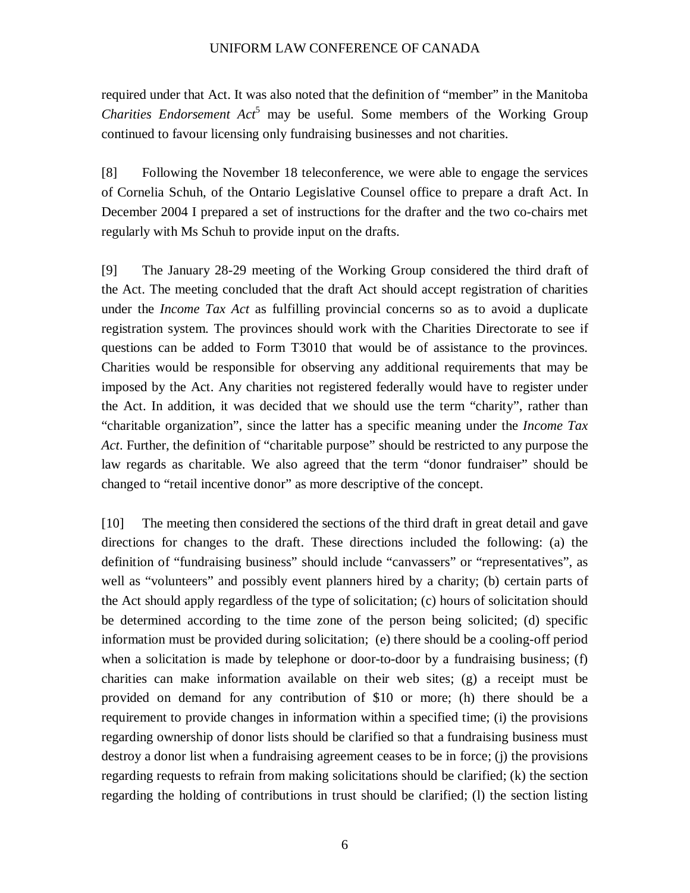required under that Act. It was also noted that the definition of "member" in the Manitoba *Charities Endorsement Act*[5] may be useful. Some members of the Working Group continued to favour licensing only fundraising businesses and not charities.

[8] Following the November 18 teleconference, we were able to engage the services of Cornelia Schuh, of the Ontario Legislative Counsel office to prepare a draft Act. In December 2004 I prepared a set of instructions for the drafter and the two co-chairs met regularly with Ms Schuh to provide input on the drafts.

[9] The January 28-29 meeting of the Working Group considered the third draft of the Act. The meeting concluded that the draft Act should accept registration of charities under the *Income Tax Act* as fulfilling provincial concerns so as to avoid a duplicate registration system. The provinces should work with the Charities Directorate to see if questions can be added to Form T3010 that would be of assistance to the provinces. Charities would be responsible for observing any additional requirements that may be imposed by the Act. Any charities not registered federally would have to register under the Act. In addition, it was decided that we should use the term "charity", rather than "charitable organization", since the latter has a specific meaning under the *Income Tax Act*. Further, the definition of "charitable purpose" should be restricted to any purpose the law regards as charitable. We also agreed that the term "donor fundraiser" should be changed to "retail incentive donor" as more descriptive of the concept.

[10] The meeting then considered the sections of the third draft in great detail and gave directions for changes to the draft. These directions included the following: (a) the definition of "fundraising business" should include "canvassers" or "representatives", as well as "volunteers" and possibly event planners hired by a charity; (b) certain parts of the Act should apply regardless of the type of solicitation; (c) hours of solicitation should be determined according to the time zone of the person being solicited; (d) specific information must be provided during solicitation; (e) there should be a cooling-off period when a solicitation is made by telephone or door-to-door by a fundraising business; (f) charities can make information available on their web sites; (g) a receipt must be provided on demand for any contribution of $10 or more; (h) there should be a requirement to provide changes in information within a specified time; (i) the provisions regarding ownership of donor lists should be clarified so that a fundraising business must destroy a donor list when a fundraising agreement ceases to be in force; (j) the provisions regarding requests to refrain from making solicitations should be clarified; (k) the section regarding the holding of contributions in trust should be clarified; (l) the section listing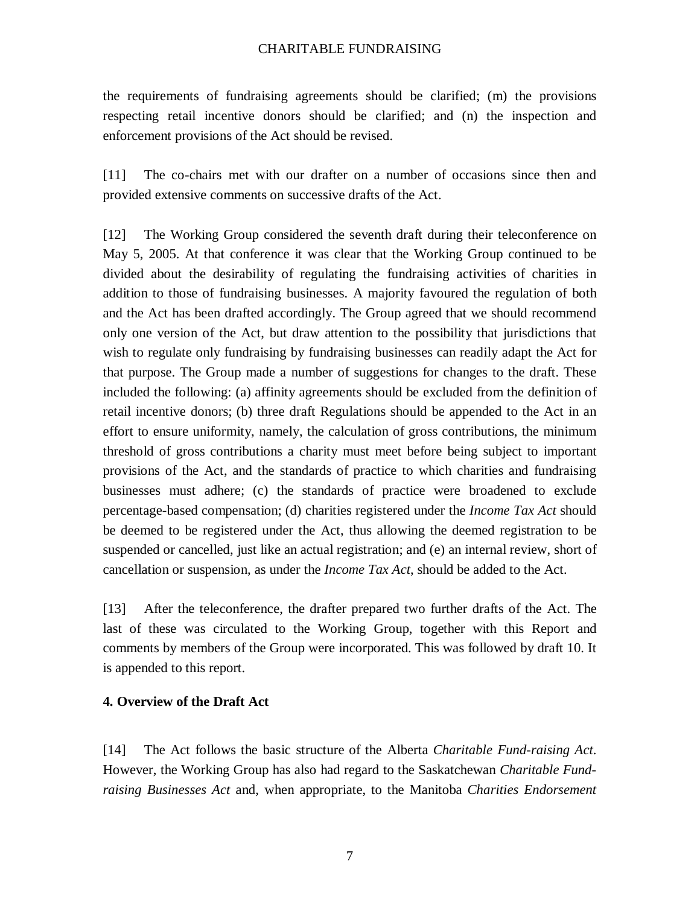the requirements of fundraising agreements should be clarified; (m) the provisions respecting retail incentive donors should be clarified; and (n) the inspection and enforcement provisions of the Act should be revised.

[11] The co-chairs met with our drafter on a number of occasions since then and provided extensive comments on successive drafts of the Act.

[12] The Working Group considered the seventh draft during their teleconference on May 5, 2005. At that conference it was clear that the Working Group continued to be divided about the desirability of regulating the fundraising activities of charities in addition to those of fundraising businesses. A majority favoured the regulation of both and the Act has been drafted accordingly. The Group agreed that we should recommend only one version of the Act, but draw attention to the possibility that jurisdictions that wish to regulate only fundraising by fundraising businesses can readily adapt the Act for that purpose. The Group made a number of suggestions for changes to the draft. These included the following: (a) affinity agreements should be excluded from the definition of retail incentive donors; (b) three draft Regulations should be appended to the Act in an effort to ensure uniformity, namely, the calculation of gross contributions, the minimum threshold of gross contributions a charity must meet before being subject to important provisions of the Act, and the standards of practice to which charities and fundraising businesses must adhere; (c) the standards of practice were broadened to exclude percentage-based compensation; (d) charities registered under the *Income Tax Act* should be deemed to be registered under the Act, thus allowing the deemed registration to be suspended or cancelled, just like an actual registration; and (e) an internal review, short of cancellation or suspension, as under the *Income Tax Act*, should be added to the Act.

[13] After the teleconference, the drafter prepared two further drafts of the Act. The last of these was circulated to the Working Group, together with this Report and comments by members of the Group were incorporated. This was followed by draft 10. It is appended to this report.

**4. Overview of the Draft Act**

[14] The Act follows the basic structure of the Alberta *Charitable Fund-raising Act*. However, the Working Group has also had regard to the Saskatchewan *Charitable Fund-raising Businesses Act* and, when appropriate, to the Manitoba *Charities Endorsement*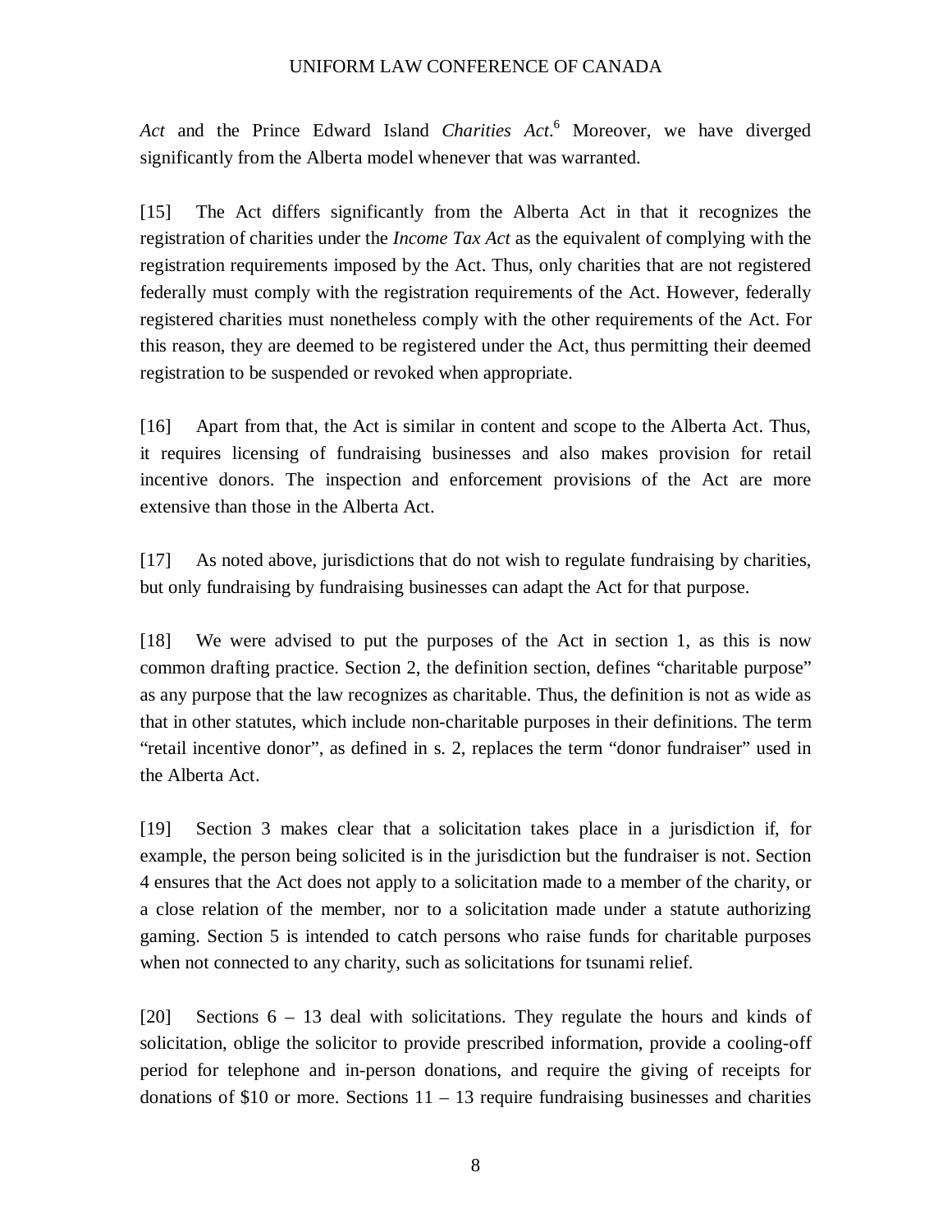*Act* and the Prince Edward Island *Charities Act*.[6] Moreover, we have diverged significantly from the Alberta model whenever that was warranted.

[15] The Act differs significantly from the Alberta Act in that it recognizes the registration of charities under the *Income Tax Act* as the equivalent of complying with the registration requirements imposed by the Act. Thus, only charities that are not registered federally must comply with the registration requirements of the Act. However, federally registered charities must nonetheless comply with the other requirements of the Act. For this reason, they are deemed to be registered under the Act, thus permitting their deemed registration to be suspended or revoked when appropriate.

[16] Apart from that, the Act is similar in content and scope to the Alberta Act. Thus, it requires licensing of fundraising businesses and also makes provision for retail incentive donors. The inspection and enforcement provisions of the Act are more extensive than those in the Alberta Act.

[17] As noted above, jurisdictions that do not wish to regulate fundraising by charities, but only fundraising by fundraising businesses can adapt the Act for that purpose.

[18] We were advised to put the purposes of the Act in section 1, as this is now common drafting practice. Section 2, the definition section, defines "charitable purpose" as any purpose that the law recognizes as charitable. Thus, the definition is not as wide as that in other statutes, which include non-charitable purposes in their definitions. The term "retail incentive donor", as defined in s. 2, replaces the term "donor fundraiser" used in the Alberta Act.

[19] Section 3 makes clear that a solicitation takes place in a jurisdiction if, for example, the person being solicited is in the jurisdiction but the fundraiser is not. Section 4 ensures that the Act does not apply to a solicitation made to a member of the charity, or a close relation of the member, nor to a solicitation made under a statute authorizing gaming. Section 5 is intended to catch persons who raise funds for charitable purposes when not connected to any charity, such as solicitations for tsunami relief.

[20] Sections 6 – 13 deal with solicitations. They regulate the hours and kinds of solicitation, oblige the solicitor to provide prescribed information, provide a cooling-off period for telephone and in-person donations, and require the giving of receipts for donations of $10 or more. Sections 11 – 13 require fundraising businesses and charities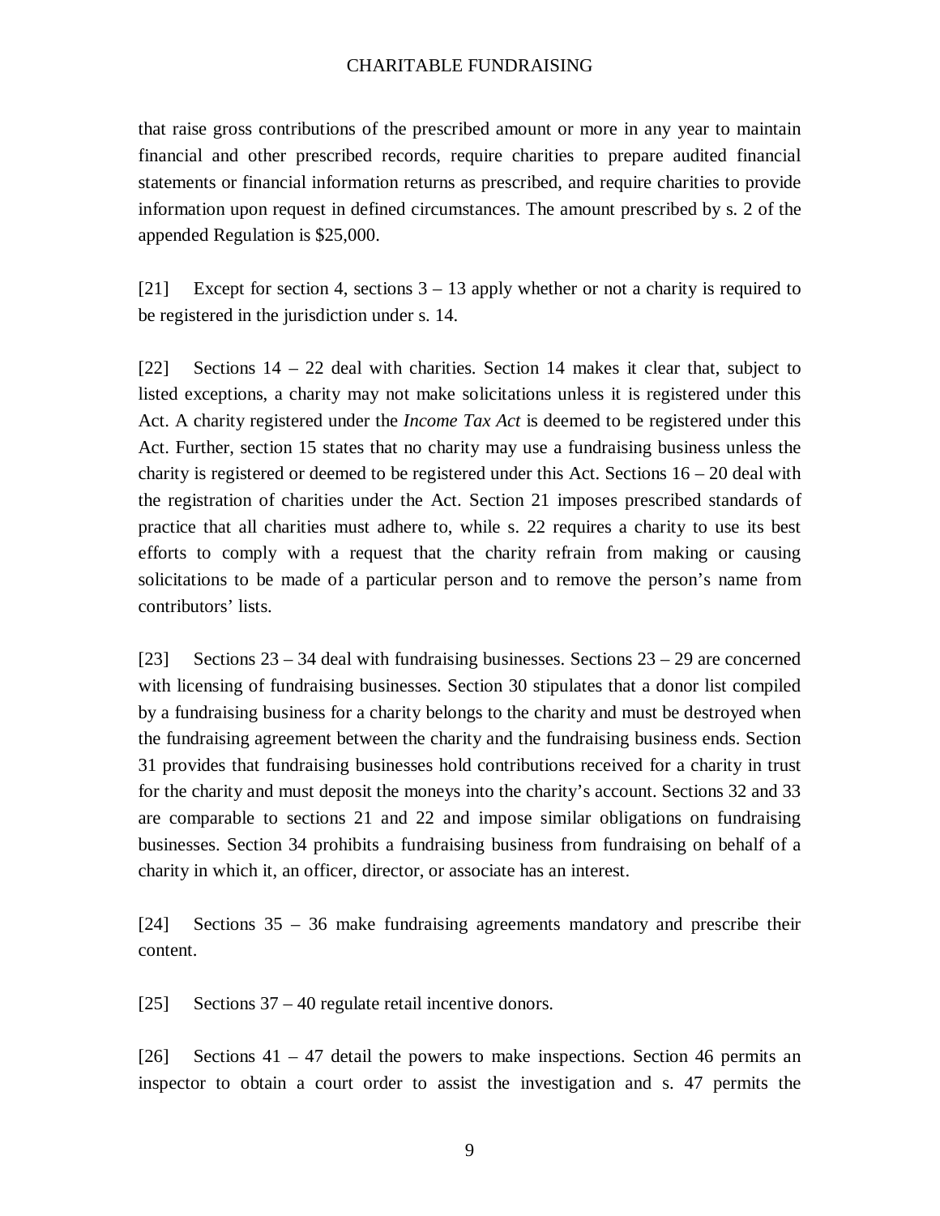that raise gross contributions of the prescribed amount or more in any year to maintain financial and other prescribed records, require charities to prepare audited financial statements or financial information returns as prescribed, and require charities to provide information upon request in defined circumstances. The amount prescribed by s. 2 of the appended Regulation is $25,000.

[21] Except for section 4, sections 3 – 13 apply whether or not a charity is required to be registered in the jurisdiction under s. 14.

[22] Sections 14 – 22 deal with charities. Section 14 makes it clear that, subject to listed exceptions, a charity may not make solicitations unless it is registered under this Act. A charity registered under the *Income Tax Act* is deemed to be registered under this Act. Further, section 15 states that no charity may use a fundraising business unless the charity is registered or deemed to be registered under this Act. Sections 16 – 20 deal with the registration of charities under the Act. Section 21 imposes prescribed standards of practice that all charities must adhere to, while s. 22 requires a charity to use its best efforts to comply with a request that the charity refrain from making or causing solicitations to be made of a particular person and to remove the person's name from contributors' lists.

[23] Sections 23 – 34 deal with fundraising businesses. Sections 23 – 29 are concerned with licensing of fundraising businesses. Section 30 stipulates that a donor list compiled by a fundraising business for a charity belongs to the charity and must be destroyed when the fundraising agreement between the charity and the fundraising business ends. Section 31 provides that fundraising businesses hold contributions received for a charity in trust for the charity and must deposit the moneys into the charity's account. Sections 32 and 33 are comparable to sections 21 and 22 and impose similar obligations on fundraising businesses. Section 34 prohibits a fundraising business from fundraising on behalf of a charity in which it, an officer, director, or associate has an interest.

[24] Sections 35 – 36 make fundraising agreements mandatory and prescribe their content.

[25] Sections 37 – 40 regulate retail incentive donors.

[26] Sections 41 – 47 detail the powers to make inspections. Section 46 permits an inspector to obtain a court order to assist the investigation and s. 47 permits the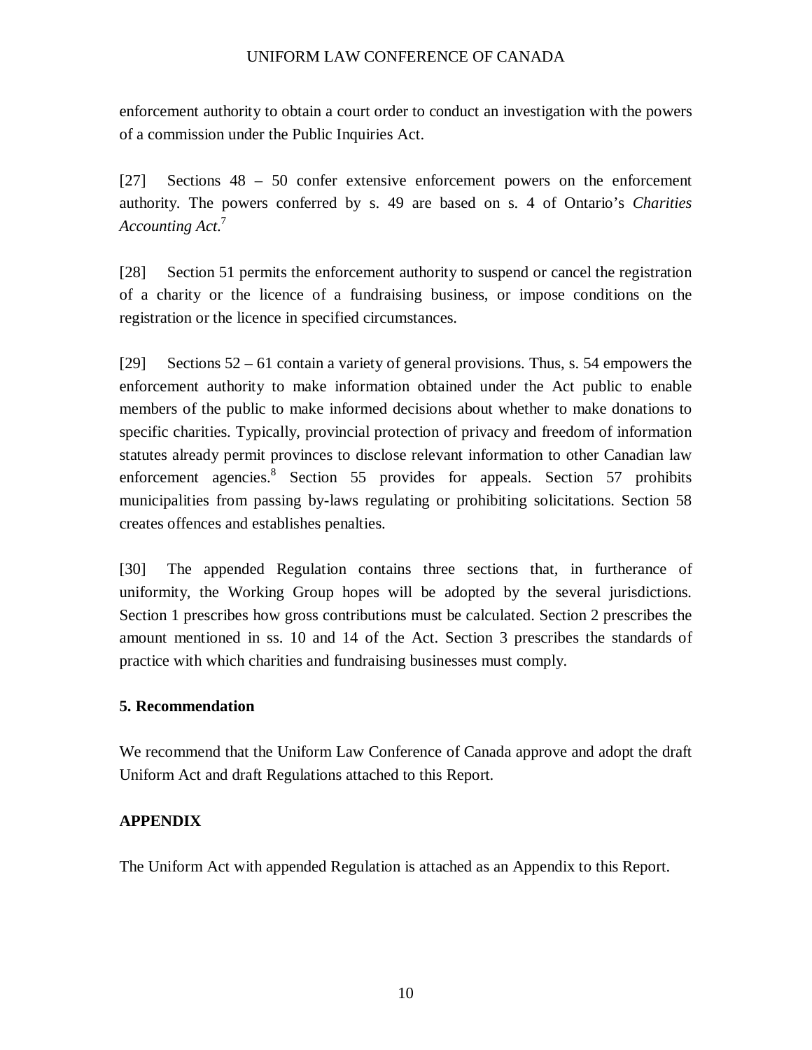enforcement authority to obtain a court order to conduct an investigation with the powers of a commission under the Public Inquiries Act.

[27] Sections 48 – 50 confer extensive enforcement powers on the enforcement authority. The powers conferred by s. 49 are based on s. 4 of Ontario's *Charities Accounting Act*.[7]

[28] Section 51 permits the enforcement authority to suspend or cancel the registration of a charity or the licence of a fundraising business, or impose conditions on the registration or the licence in specified circumstances.

[29] Sections 52 – 61 contain a variety of general provisions. Thus, s. 54 empowers the enforcement authority to make information obtained under the Act public to enable members of the public to make informed decisions about whether to make donations to specific charities. Typically, provincial protection of privacy and freedom of information statutes already permit provinces to disclose relevant information to other Canadian law enforcement agencies.[8] Section 55 provides for appeals. Section 57 prohibits municipalities from passing by-laws regulating or prohibiting solicitations. Section 58 creates offences and establishes penalties.

[30] The appended Regulation contains three sections that, in furtherance of uniformity, the Working Group hopes will be adopted by the several jurisdictions. Section 1 prescribes how gross contributions must be calculated. Section 2 prescribes the amount mentioned in ss. 10 and 14 of the Act. Section 3 prescribes the standards of practice with which charities and fundraising businesses must comply.

## 5. Recommendation

We recommend that the Uniform Law Conference of Canada approve and adopt the draft Uniform Act and draft Regulations attached to this Report.

## APPENDIX

The Uniform Act with appended Regulation is attached as an Appendix to this Report.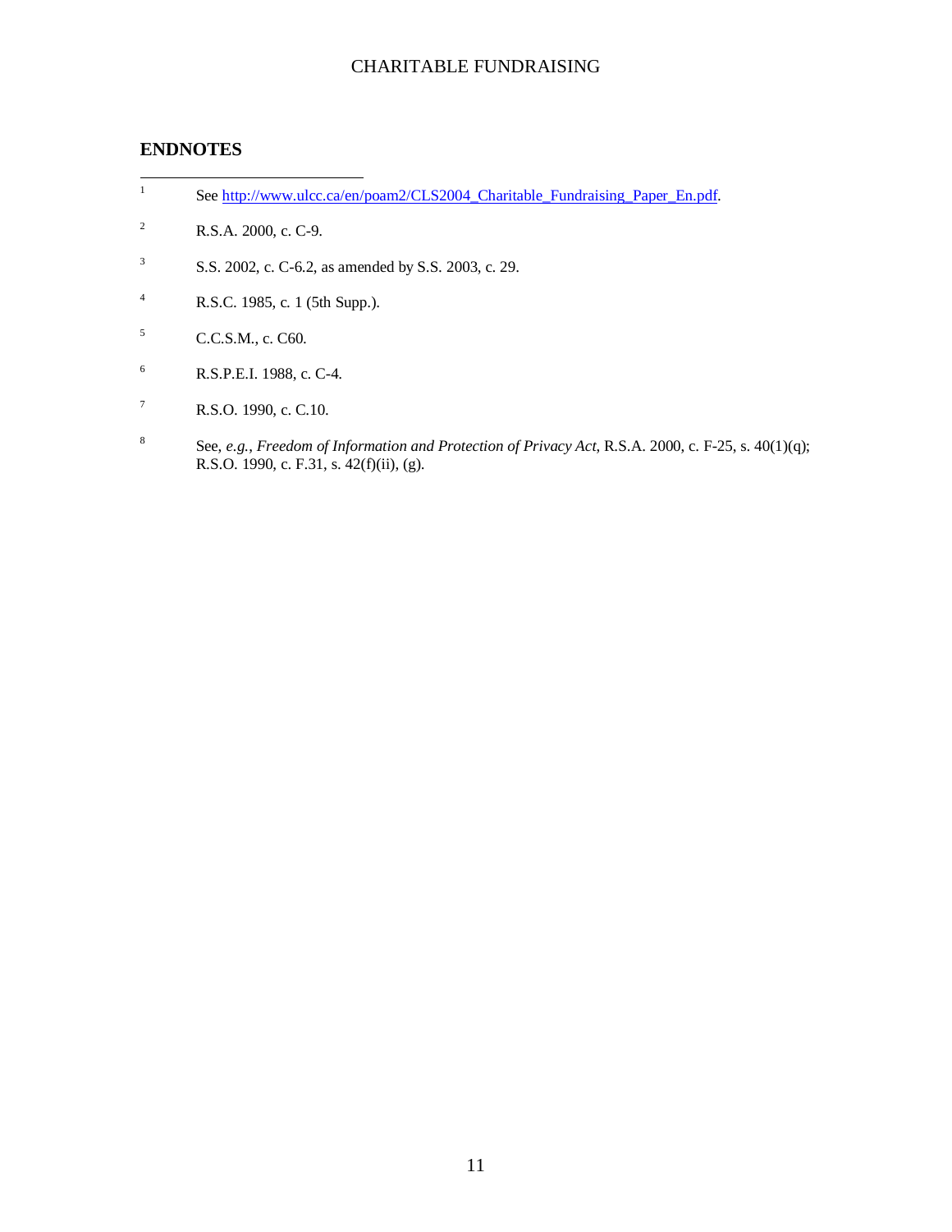## ENDNOTES

1. See http://www.ulcc.ca/en/poam2/CLS2004_Charitable_Fundraising_Paper_En.pdf.

2. R.S.A. 2000, c. C-9.

3. S.S. 2002, c. C-6.2, as amended by S.S. 2003, c. 29.

4. R.S.C. 1985, c. 1 (5th Supp.).

5. C.C.S.M., c. C60.

6. R.S.P.E.I. 1988, c. C-4.

7. R.S.O. 1990, c. C.10.

8. See, *e.g.*, *Freedom of Information and Protection of Privacy Act*, R.S.A. 2000, c. F-25, s. 40(1)(q); R.S.O. 1990, c. F.31, s. 42(f)(ii), (g).